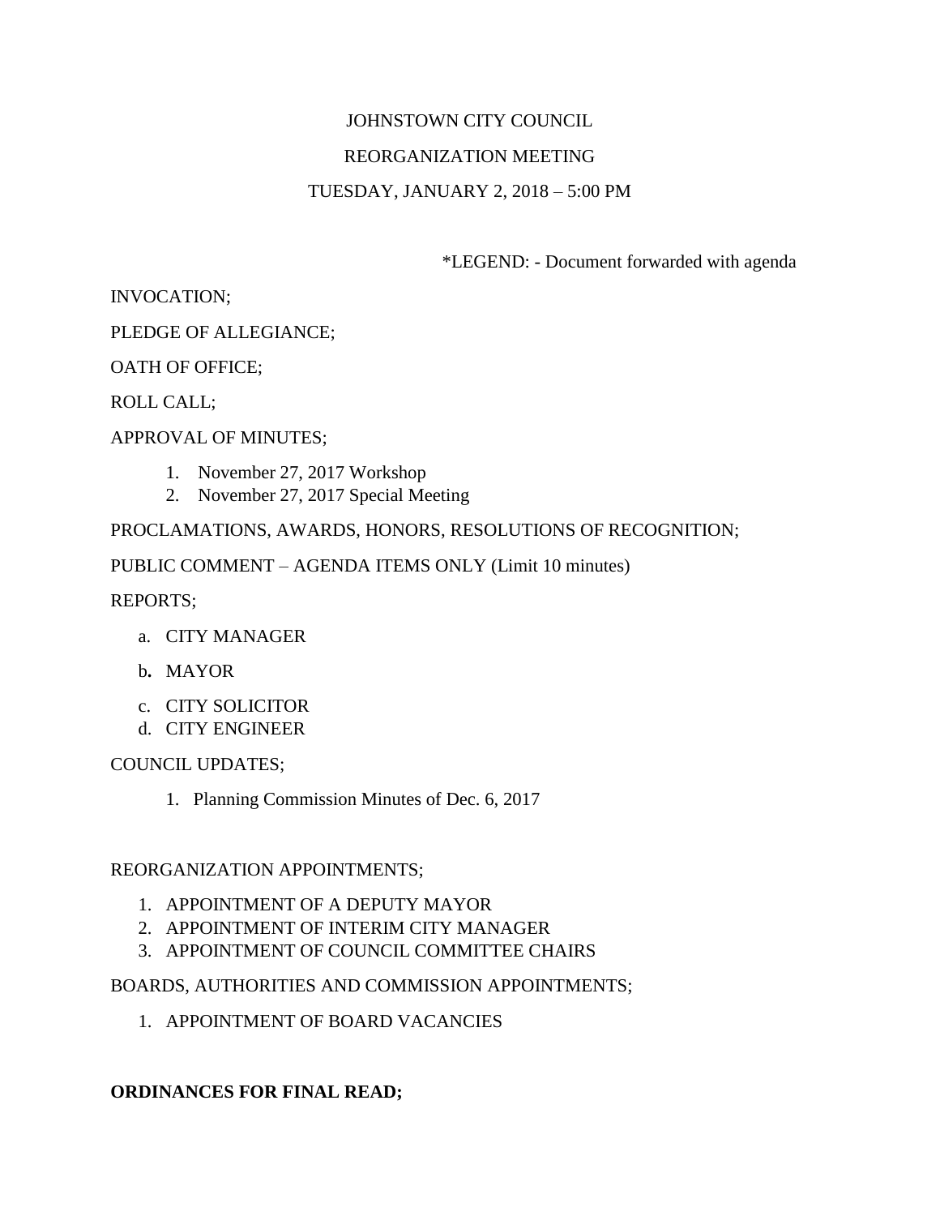JOHNSTOWN CITY COUNCIL

REORGANIZATION MEETING

TUESDAY, JANUARY 2, 2018 – 5:00 PM

*LEGEND: - Document forwarded with agenda

INVOCATION;

PLEDGE OF ALLEGIANCE;

OATH OF OFFICE;

ROLL CALL;

APPROVAL OF MINUTES;

1. November 27, 2017 Workshop
2. November 27, 2017 Special Meeting

PROCLAMATIONS, AWARDS, HONORS, RESOLUTIONS OF RECOGNITION;

PUBLIC COMMENT – AGENDA ITEMS ONLY (Limit 10 minutes)

REPORTS;

a. CITY MANAGER
b. MAYOR
c. CITY SOLICITOR
d. CITY ENGINEER

COUNCIL UPDATES;

1. Planning Commission Minutes of Dec. 6, 2017

REORGANIZATION APPOINTMENTS;

1. APPOINTMENT OF A DEPUTY MAYOR
2. APPOINTMENT OF INTERIM CITY MANAGER
3. APPOINTMENT OF COUNCIL COMMITTEE CHAIRS

BOARDS, AUTHORITIES AND COMMISSION APPOINTMENTS;

1. APPOINTMENT OF BOARD VACANCIES

**ORDINANCES FOR FINAL READ;**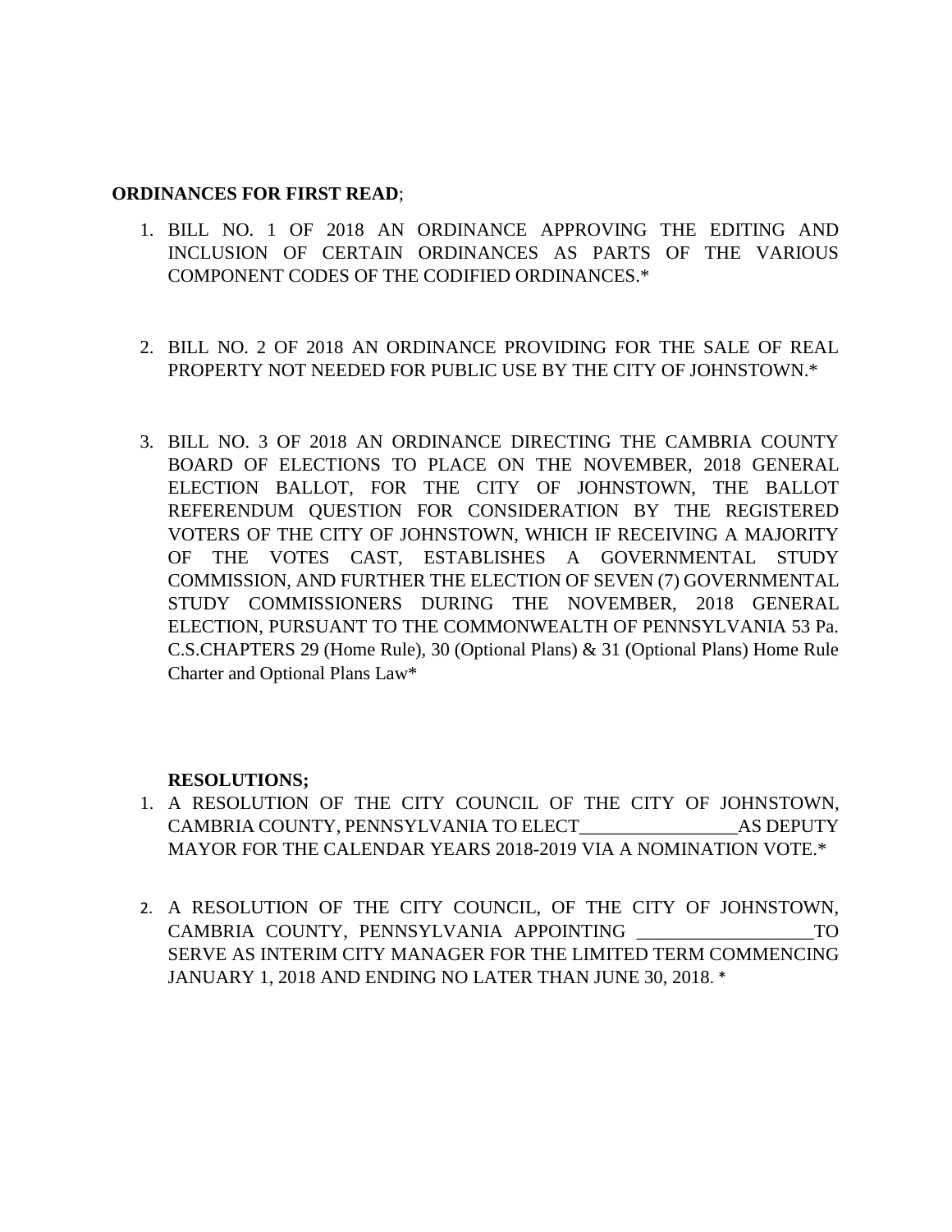**ORDINANCES FOR FIRST READ**;

1. BILL NO. 1 OF 2018 AN ORDINANCE APPROVING THE EDITING AND INCLUSION OF CERTAIN ORDINANCES AS PARTS OF THE VARIOUS COMPONENT CODES OF THE CODIFIED ORDINANCES.*

2. BILL NO. 2 OF 2018 AN ORDINANCE PROVIDING FOR THE SALE OF REAL PROPERTY NOT NEEDED FOR PUBLIC USE BY THE CITY OF JOHNSTOWN.*

3. BILL NO. 3 OF 2018 AN ORDINANCE DIRECTING THE CAMBRIA COUNTY BOARD OF ELECTIONS TO PLACE ON THE NOVEMBER, 2018 GENERAL ELECTION BALLOT, FOR THE CITY OF JOHNSTOWN, THE BALLOT REFERENDUM QUESTION FOR CONSIDERATION BY THE REGISTERED VOTERS OF THE CITY OF JOHNSTOWN, WHICH IF RECEIVING A MAJORITY OF THE VOTES CAST, ESTABLISHES A GOVERNMENTAL STUDY COMMISSION, AND FURTHER THE ELECTION OF SEVEN (7) GOVERNMENTAL STUDY COMMISSIONERS DURING THE NOVEMBER, 2018 GENERAL ELECTION, PURSUANT TO THE COMMONWEALTH OF PENNSYLVANIA 53 Pa. C.S.CHAPTERS 29 (Home Rule), 30 (Optional Plans) & 31 (Optional Plans) Home Rule Charter and Optional Plans Law*

**RESOLUTIONS;**

1. A RESOLUTION OF THE CITY COUNCIL OF THE CITY OF JOHNSTOWN, CAMBRIA COUNTY, PENNSYLVANIA TO ELECT_________________AS DEPUTY MAYOR FOR THE CALENDAR YEARS 2018-2019 VIA A NOMINATION VOTE.*

2. A RESOLUTION OF THE CITY COUNCIL, OF THE CITY OF JOHNSTOWN, CAMBRIA COUNTY, PENNSYLVANIA APPOINTING ___________________TO SERVE AS INTERIM CITY MANAGER FOR THE LIMITED TERM COMMENCING JANUARY 1, 2018 AND ENDING NO LATER THAN JUNE 30, 2018. *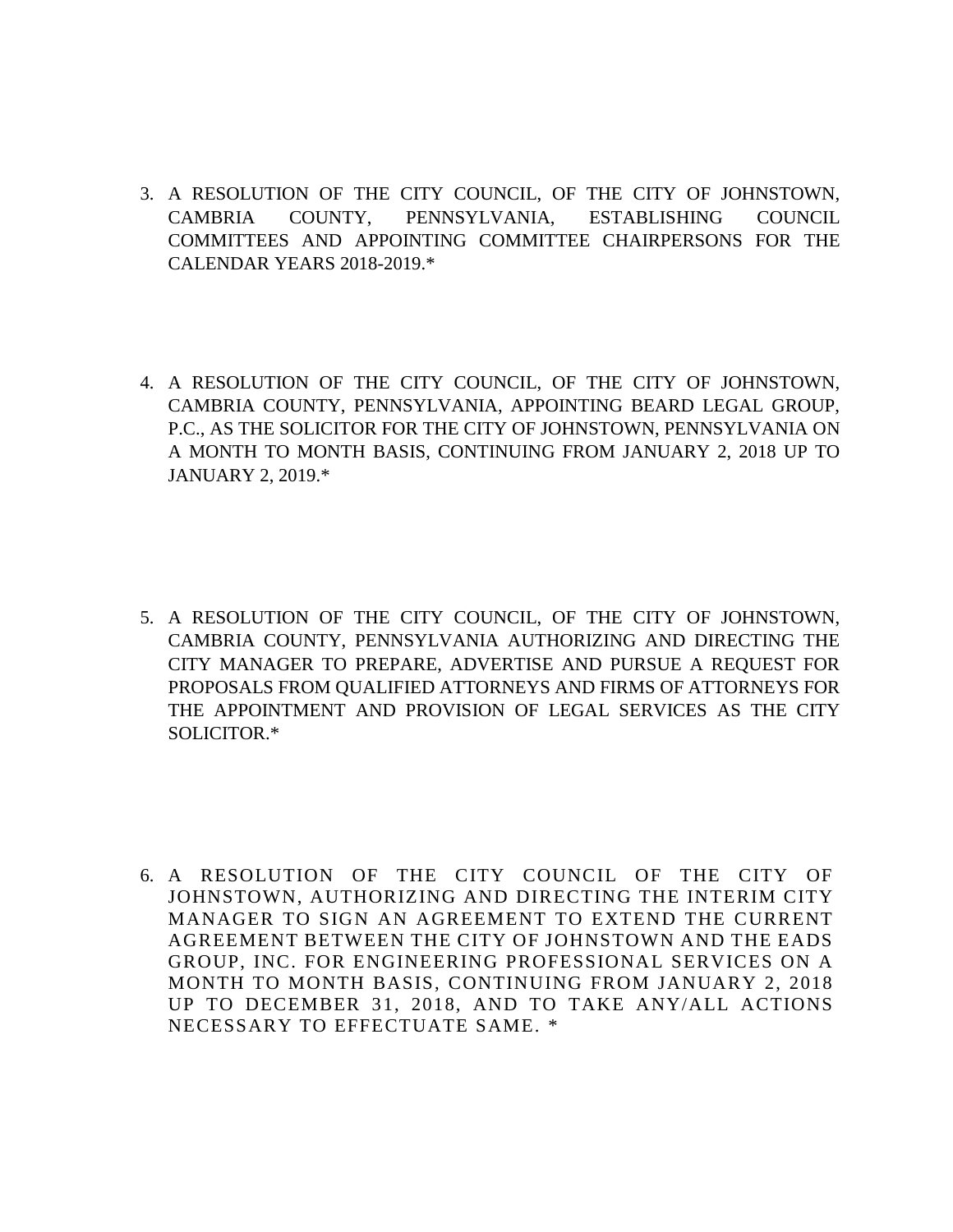3. A RESOLUTION OF THE CITY COUNCIL, OF THE CITY OF JOHNSTOWN, CAMBRIA COUNTY, PENNSYLVANIA, ESTABLISHING COUNCIL COMMITTEES AND APPOINTING COMMITTEE CHAIRPERSONS FOR THE CALENDAR YEARS 2018-2019.*

4. A RESOLUTION OF THE CITY COUNCIL, OF THE CITY OF JOHNSTOWN, CAMBRIA COUNTY, PENNSYLVANIA, APPOINTING BEARD LEGAL GROUP, P.C., AS THE SOLICITOR FOR THE CITY OF JOHNSTOWN, PENNSYLVANIA ON A MONTH TO MONTH BASIS, CONTINUING FROM JANUARY 2, 2018 UP TO JANUARY 2, 2019.*

5. A RESOLUTION OF THE CITY COUNCIL, OF THE CITY OF JOHNSTOWN, CAMBRIA COUNTY, PENNSYLVANIA AUTHORIZING AND DIRECTING THE CITY MANAGER TO PREPARE, ADVERTISE AND PURSUE A REQUEST FOR PROPOSALS FROM QUALIFIED ATTORNEYS AND FIRMS OF ATTORNEYS FOR THE APPOINTMENT AND PROVISION OF LEGAL SERVICES AS THE CITY SOLICITOR.*

6. A RESOLUTION OF THE CITY COUNCIL OF THE CITY OF JOHNSTOWN, AUTHORIZING AND DIRECTING THE INTERIM CITY MANAGER TO SIGN AN AGREEMENT TO EXTEND THE CURRENT AGREEMENT BETWEEN THE CITY OF JOHNSTOWN AND THE EADS GROUP, INC. FOR ENGINEERING PROFESSIONAL SERVICES ON A MONTH TO MONTH BASIS, CONTINUING FROM JANUARY 2, 2018 UP TO DECEMBER 31, 2018, AND TO TAKE ANY/ALL ACTIONS NECESSARY TO EFFECTUATE SAME. *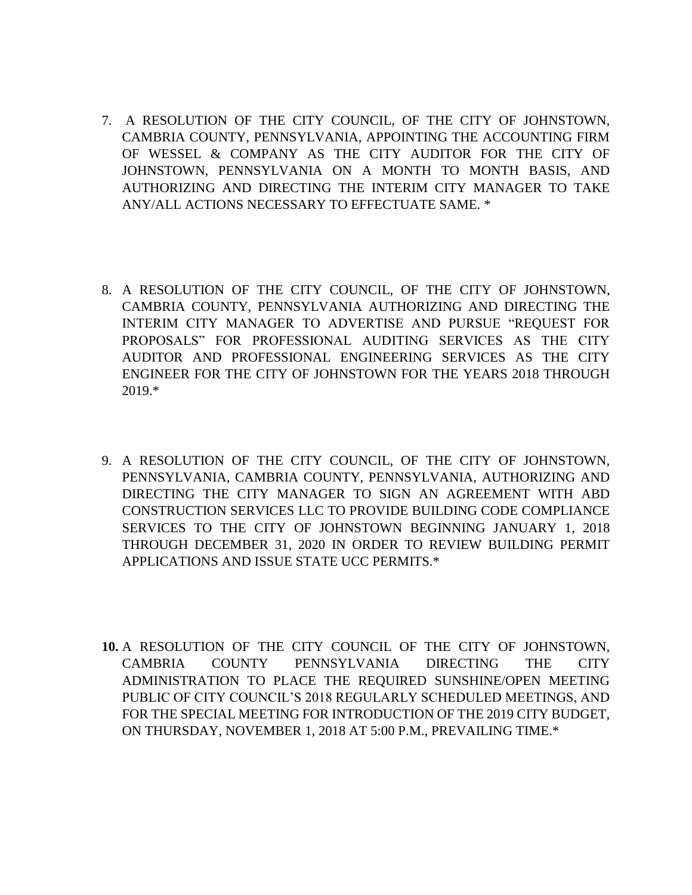7. A RESOLUTION OF THE CITY COUNCIL, OF THE CITY OF JOHNSTOWN, CAMBRIA COUNTY, PENNSYLVANIA, APPOINTING THE ACCOUNTING FIRM OF WESSEL & COMPANY AS THE CITY AUDITOR FOR THE CITY OF JOHNSTOWN, PENNSYLVANIA ON A MONTH TO MONTH BASIS, AND AUTHORIZING AND DIRECTING THE INTERIM CITY MANAGER TO TAKE ANY/ALL ACTIONS NECESSARY TO EFFECTUATE SAME. *

8. A RESOLUTION OF THE CITY COUNCIL, OF THE CITY OF JOHNSTOWN, CAMBRIA COUNTY, PENNSYLVANIA AUTHORIZING AND DIRECTING THE INTERIM CITY MANAGER TO ADVERTISE AND PURSUE "REQUEST FOR PROPOSALS" FOR PROFESSIONAL AUDITING SERVICES AS THE CITY AUDITOR AND PROFESSIONAL ENGINEERING SERVICES AS THE CITY ENGINEER FOR THE CITY OF JOHNSTOWN FOR THE YEARS 2018 THROUGH 2019.*

9. A RESOLUTION OF THE CITY COUNCIL, OF THE CITY OF JOHNSTOWN, PENNSYLVANIA, CAMBRIA COUNTY, PENNSYLVANIA, AUTHORIZING AND DIRECTING THE CITY MANAGER TO SIGN AN AGREEMENT WITH ABD CONSTRUCTION SERVICES LLC TO PROVIDE BUILDING CODE COMPLIANCE SERVICES TO THE CITY OF JOHNSTOWN BEGINNING JANUARY 1, 2018 THROUGH DECEMBER 31, 2020 IN ORDER TO REVIEW BUILDING PERMIT APPLICATIONS AND ISSUE STATE UCC PERMITS.*

**10.** A RESOLUTION OF THE CITY COUNCIL OF THE CITY OF JOHNSTOWN, CAMBRIA COUNTY PENNSYLVANIA DIRECTING THE CITY ADMINISTRATION TO PLACE THE REQUIRED SUNSHINE/OPEN MEETING PUBLIC OF CITY COUNCIL'S 2018 REGULARLY SCHEDULED MEETINGS, AND FOR THE SPECIAL MEETING FOR INTRODUCTION OF THE 2019 CITY BUDGET, ON THURSDAY, NOVEMBER 1, 2018 AT 5:00 P.M., PREVAILING TIME.*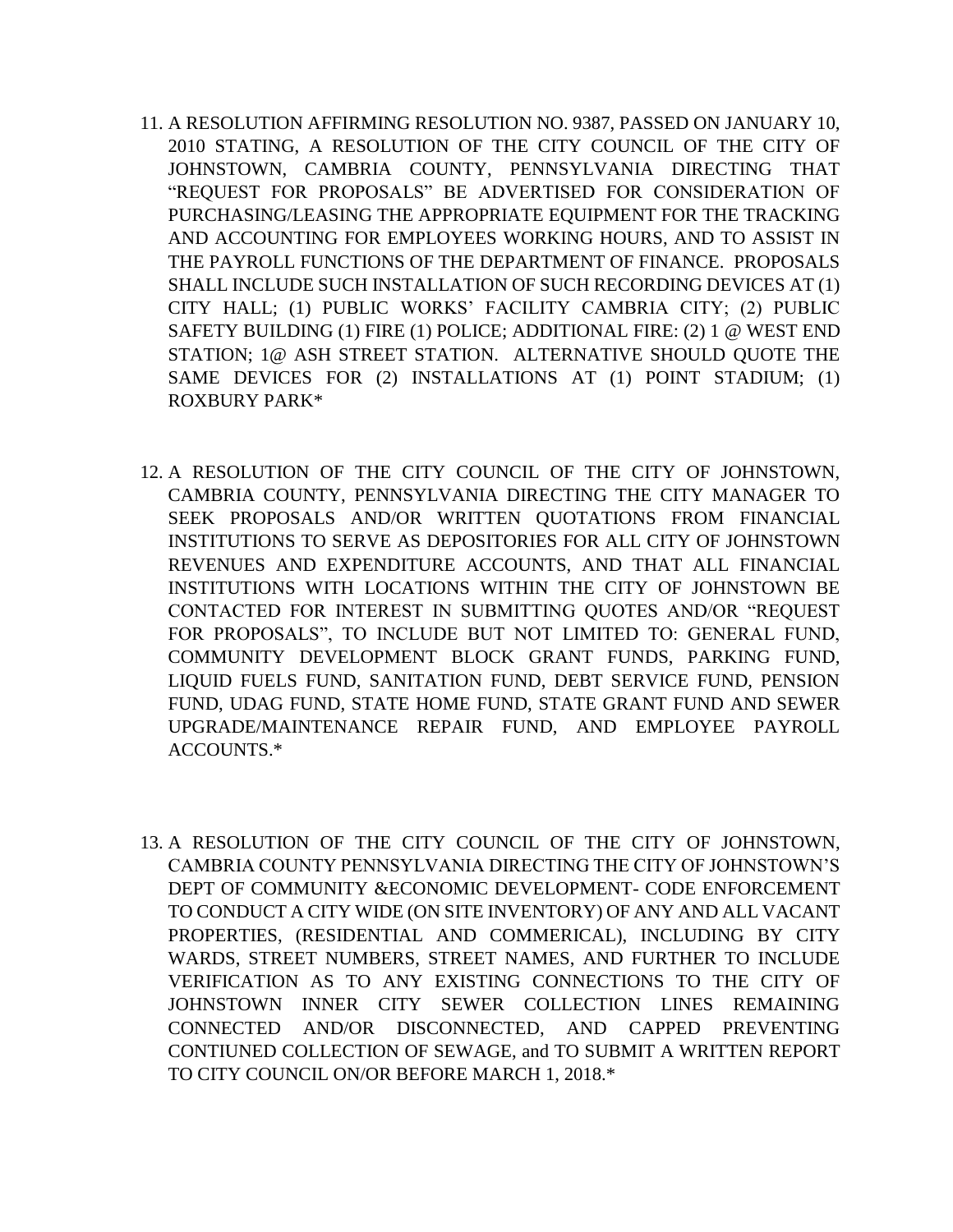11. A RESOLUTION AFFIRMING RESOLUTION NO. 9387, PASSED ON JANUARY 10, 2010 STATING, A RESOLUTION OF THE CITY COUNCIL OF THE CITY OF JOHNSTOWN, CAMBRIA COUNTY, PENNSYLVANIA DIRECTING THAT "REQUEST FOR PROPOSALS" BE ADVERTISED FOR CONSIDERATION OF PURCHASING/LEASING THE APPROPRIATE EQUIPMENT FOR THE TRACKING AND ACCOUNTING FOR EMPLOYEES WORKING HOURS, AND TO ASSIST IN THE PAYROLL FUNCTIONS OF THE DEPARTMENT OF FINANCE. PROPOSALS SHALL INCLUDE SUCH INSTALLATION OF SUCH RECORDING DEVICES AT (1) CITY HALL; (1) PUBLIC WORKS' FACILITY CAMBRIA CITY; (2) PUBLIC SAFETY BUILDING (1) FIRE (1) POLICE; ADDITIONAL FIRE: (2) 1 @ WEST END STATION; 1@ ASH STREET STATION. ALTERNATIVE SHOULD QUOTE THE SAME DEVICES FOR (2) INSTALLATIONS AT (1) POINT STADIUM; (1) ROXBURY PARK*

12. A RESOLUTION OF THE CITY COUNCIL OF THE CITY OF JOHNSTOWN, CAMBRIA COUNTY, PENNSYLVANIA DIRECTING THE CITY MANAGER TO SEEK PROPOSALS AND/OR WRITTEN QUOTATIONS FROM FINANCIAL INSTITUTIONS TO SERVE AS DEPOSITORIES FOR ALL CITY OF JOHNSTOWN REVENUES AND EXPENDITURE ACCOUNTS, AND THAT ALL FINANCIAL INSTITUTIONS WITH LOCATIONS WITHIN THE CITY OF JOHNSTOWN BE CONTACTED FOR INTEREST IN SUBMITTING QUOTES AND/OR "REQUEST FOR PROPOSALS", TO INCLUDE BUT NOT LIMITED TO: GENERAL FUND, COMMUNITY DEVELOPMENT BLOCK GRANT FUNDS, PARKING FUND, LIQUID FUELS FUND, SANITATION FUND, DEBT SERVICE FUND, PENSION FUND, UDAG FUND, STATE HOME FUND, STATE GRANT FUND AND SEWER UPGRADE/MAINTENANCE REPAIR FUND, AND EMPLOYEE PAYROLL ACCOUNTS.*

13. A RESOLUTION OF THE CITY COUNCIL OF THE CITY OF JOHNSTOWN, CAMBRIA COUNTY PENNSYLVANIA DIRECTING THE CITY OF JOHNSTOWN'S DEPT OF COMMUNITY &ECONOMIC DEVELOPMENT- CODE ENFORCEMENT TO CONDUCT A CITY WIDE (ON SITE INVENTORY) OF ANY AND ALL VACANT PROPERTIES, (RESIDENTIAL AND COMMERICAL), INCLUDING BY CITY WARDS, STREET NUMBERS, STREET NAMES, AND FURTHER TO INCLUDE VERIFICATION AS TO ANY EXISTING CONNECTIONS TO THE CITY OF JOHNSTOWN INNER CITY SEWER COLLECTION LINES REMAINING CONNECTED AND/OR DISCONNECTED, AND CAPPED PREVENTING CONTIUNED COLLECTION OF SEWAGE, and TO SUBMIT A WRITTEN REPORT TO CITY COUNCIL ON/OR BEFORE MARCH 1, 2018.*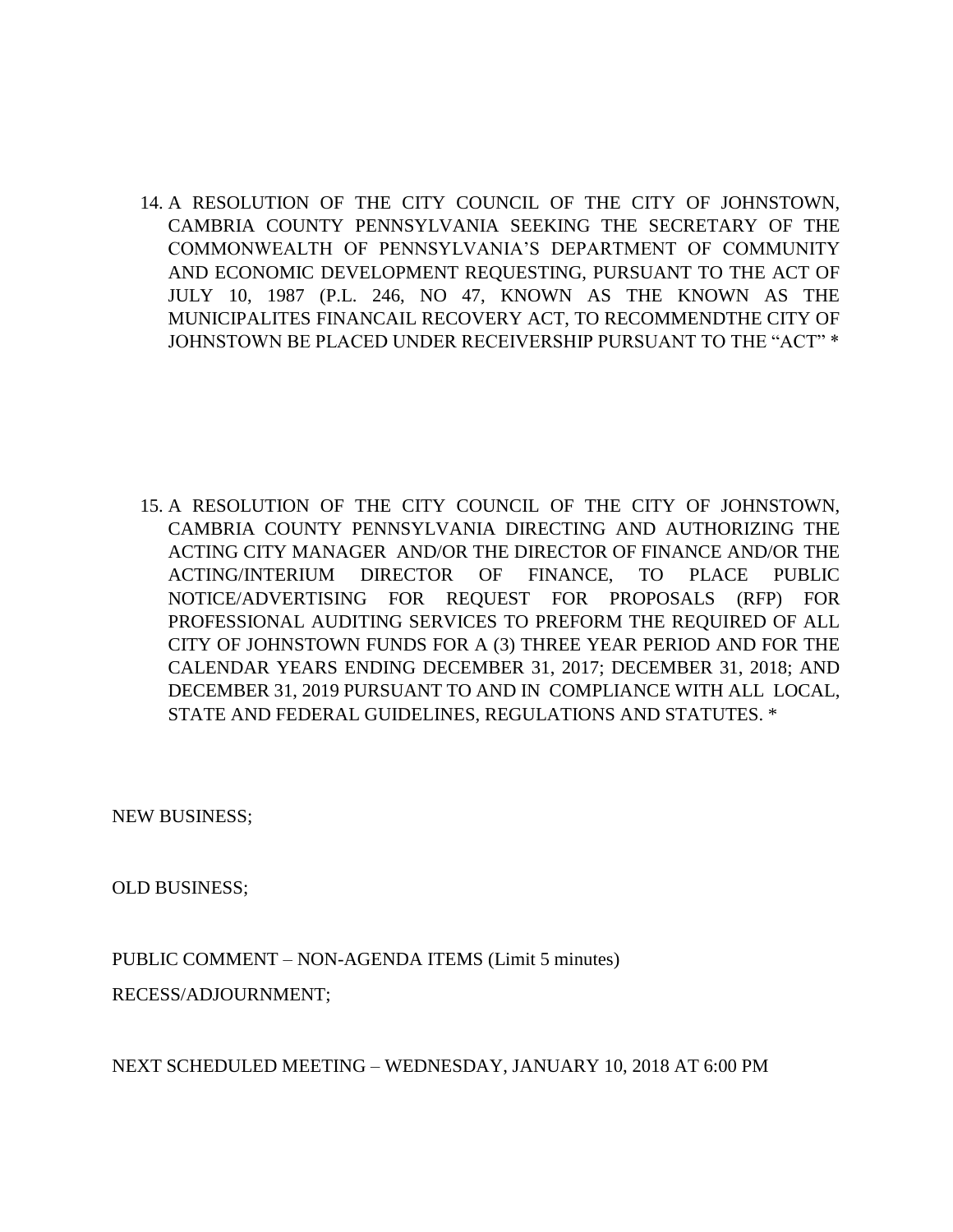14. A RESOLUTION OF THE CITY COUNCIL OF THE CITY OF JOHNSTOWN, CAMBRIA COUNTY PENNSYLVANIA SEEKING THE SECRETARY OF THE COMMONWEALTH OF PENNSYLVANIA'S DEPARTMENT OF COMMUNITY AND ECONOMIC DEVELOPMENT REQUESTING, PURSUANT TO THE ACT OF JULY 10, 1987 (P.L. 246, NO 47, KNOWN AS THE KNOWN AS THE MUNICIPALITES FINANCAIL RECOVERY ACT, TO RECOMMENDTHE CITY OF JOHNSTOWN BE PLACED UNDER RECEIVERSHIP PURSUANT TO THE "ACT" *

15. A RESOLUTION OF THE CITY COUNCIL OF THE CITY OF JOHNSTOWN, CAMBRIA COUNTY PENNSYLVANIA DIRECTING AND AUTHORIZING THE ACTING CITY MANAGER AND/OR THE DIRECTOR OF FINANCE AND/OR THE ACTING/INTERIUM DIRECTOR OF FINANCE, TO PLACE PUBLIC NOTICE/ADVERTISING FOR REQUEST FOR PROPOSALS (RFP) FOR PROFESSIONAL AUDITING SERVICES TO PREFORM THE REQUIRED OF ALL CITY OF JOHNSTOWN FUNDS FOR A (3) THREE YEAR PERIOD AND FOR THE CALENDAR YEARS ENDING DECEMBER 31, 2017; DECEMBER 31, 2018; AND DECEMBER 31, 2019 PURSUANT TO AND IN COMPLIANCE WITH ALL LOCAL, STATE AND FEDERAL GUIDELINES, REGULATIONS AND STATUTES. *

NEW BUSINESS;

OLD BUSINESS;

PUBLIC COMMENT – NON-AGENDA ITEMS (Limit 5 minutes)

RECESS/ADJOURNMENT;

NEXT SCHEDULED MEETING – WEDNESDAY, JANUARY 10, 2018 AT 6:00 PM